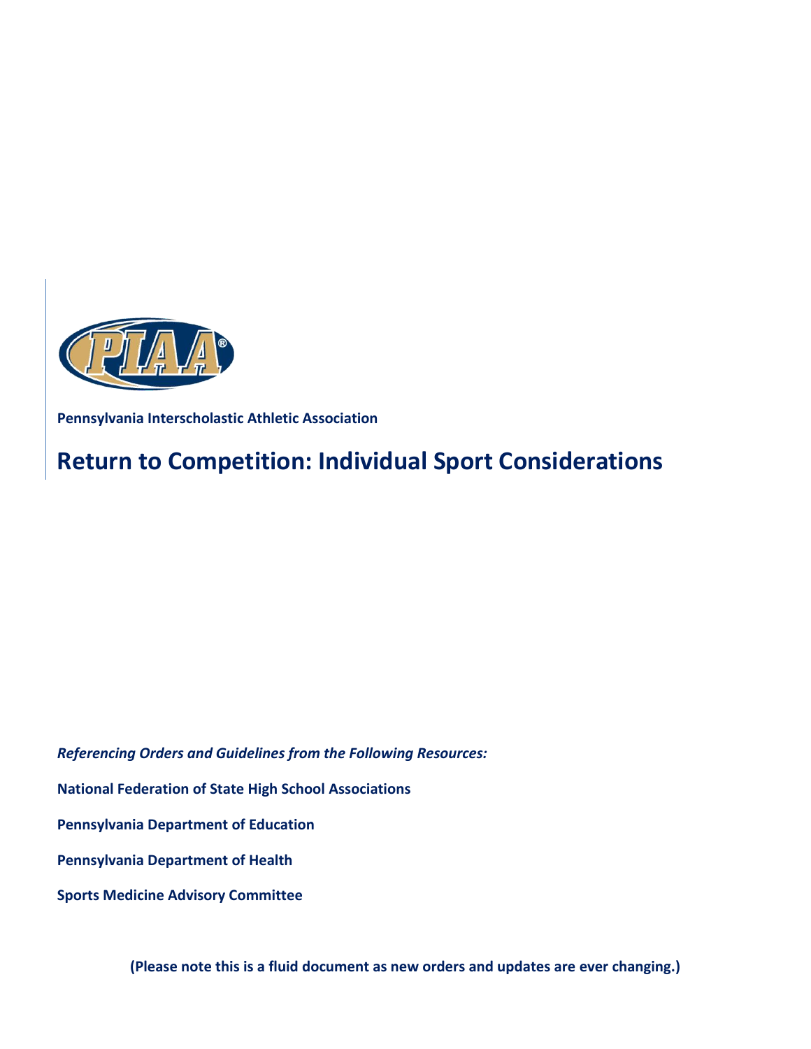**Pennsylvania Interscholastic Athletic Association**

# Return to Competition: Individual Sport Considerations

***Referencing Orders and Guidelines from the Following Resources:***

**National Federation of State High School Associations**

**Pennsylvania Department of Education**

**Pennsylvania Department of Health**

**Sports Medicine Advisory Committee**

**(Please note this is a fluid document as new orders and updates are ever changing.)**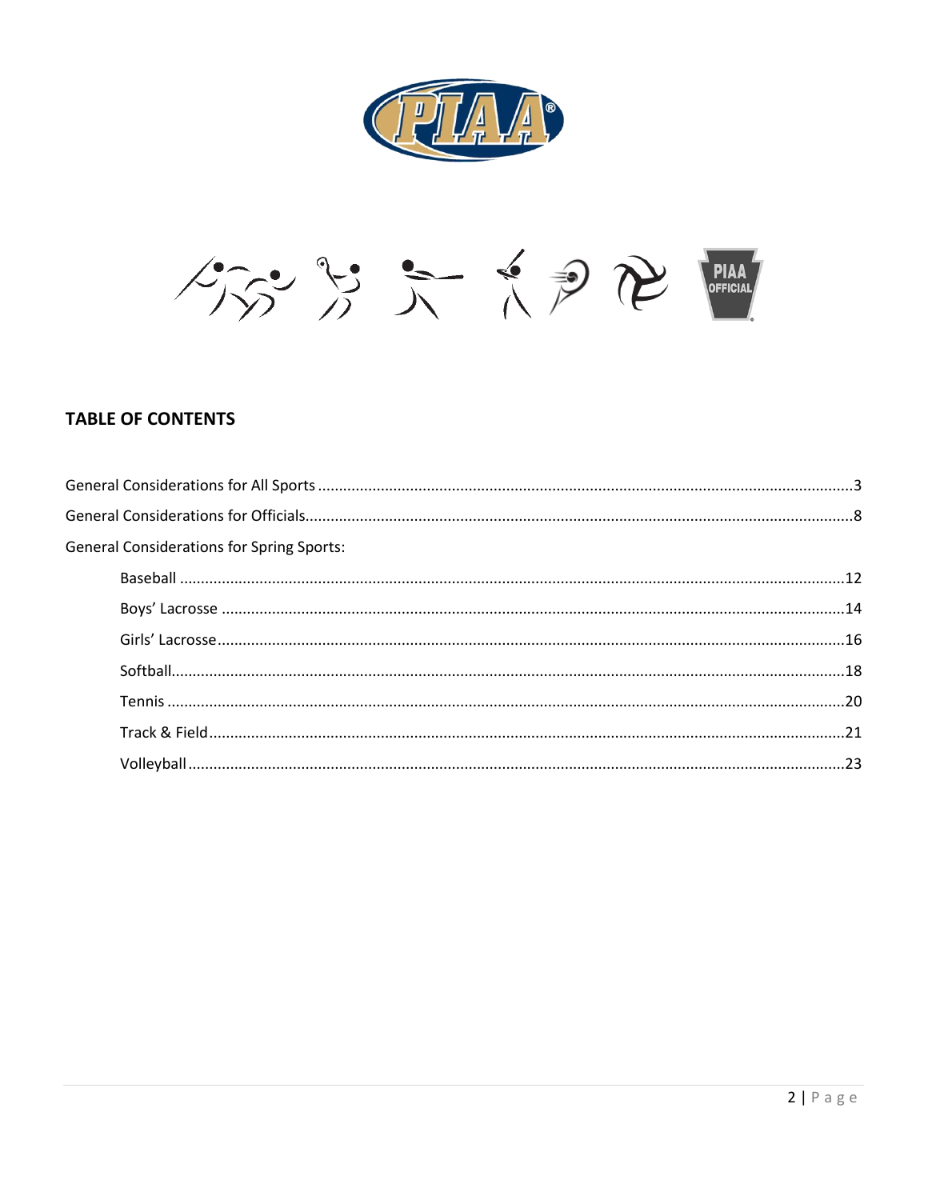## TABLE OF CONTENTS

General Considerations for All Sports ........ 3

General Considerations for Officials ........ 8

General Considerations for Spring Sports:

- Baseball ........ 12
- Boys' Lacrosse ........ 14
- Girls' Lacrosse ........ 16
- Softball ........ 18
- Tennis ........ 20
- Track & Field ........ 21
- Volleyball ........ 23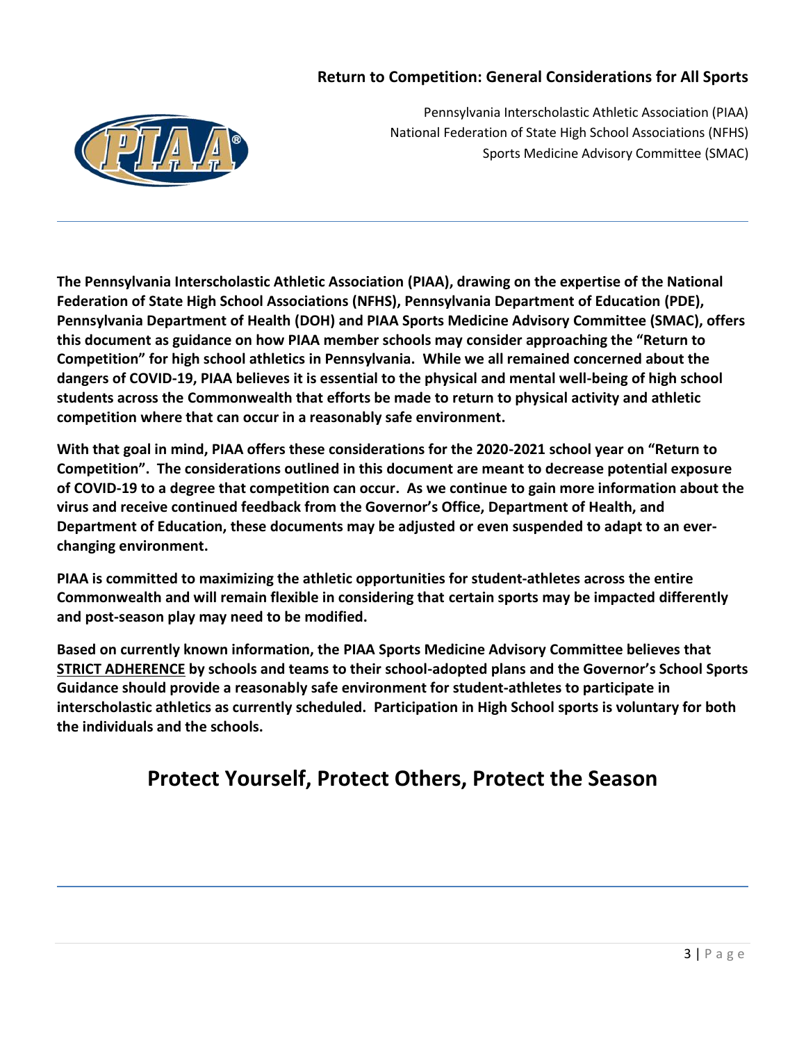## Return to Competition: General Considerations for All Sports

Pennsylvania Interscholastic Athletic Association (PIAA)
National Federation of State High School Associations (NFHS)
Sports Medicine Advisory Committee (SMAC)

**The Pennsylvania Interscholastic Athletic Association (PIAA), drawing on the expertise of the National Federation of State High School Associations (NFHS), Pennsylvania Department of Education (PDE), Pennsylvania Department of Health (DOH) and PIAA Sports Medicine Advisory Committee (SMAC), offers this document as guidance on how PIAA member schools may consider approaching the "Return to Competition" for high school athletics in Pennsylvania. While we all remained concerned about the dangers of COVID-19, PIAA believes it is essential to the physical and mental well-being of high school students across the Commonwealth that efforts be made to return to physical activity and athletic competition where that can occur in a reasonably safe environment.**

**With that goal in mind, PIAA offers these considerations for the 2020-2021 school year on "Return to Competition". The considerations outlined in this document are meant to decrease potential exposure of COVID-19 to a degree that competition can occur. As we continue to gain more information about the virus and receive continued feedback from the Governor's Office, Department of Health, and Department of Education, these documents may be adjusted or even suspended to adapt to an ever-changing environment.**

**PIAA is committed to maximizing the athletic opportunities for student-athletes across the entire Commonwealth and will remain flexible in considering that certain sports may be impacted differently and post-season play may need to be modified.**

**Based on currently known information, the PIAA Sports Medicine Advisory Committee believes that <u>STRICT ADHERENCE</u> by schools and teams to their school-adopted plans and the Governor's School Sports Guidance should provide a reasonably safe environment for student-athletes to participate in interscholastic athletics as currently scheduled. Participation in High School sports is voluntary for both the individuals and the schools.**

# Protect Yourself, Protect Others, Protect the Season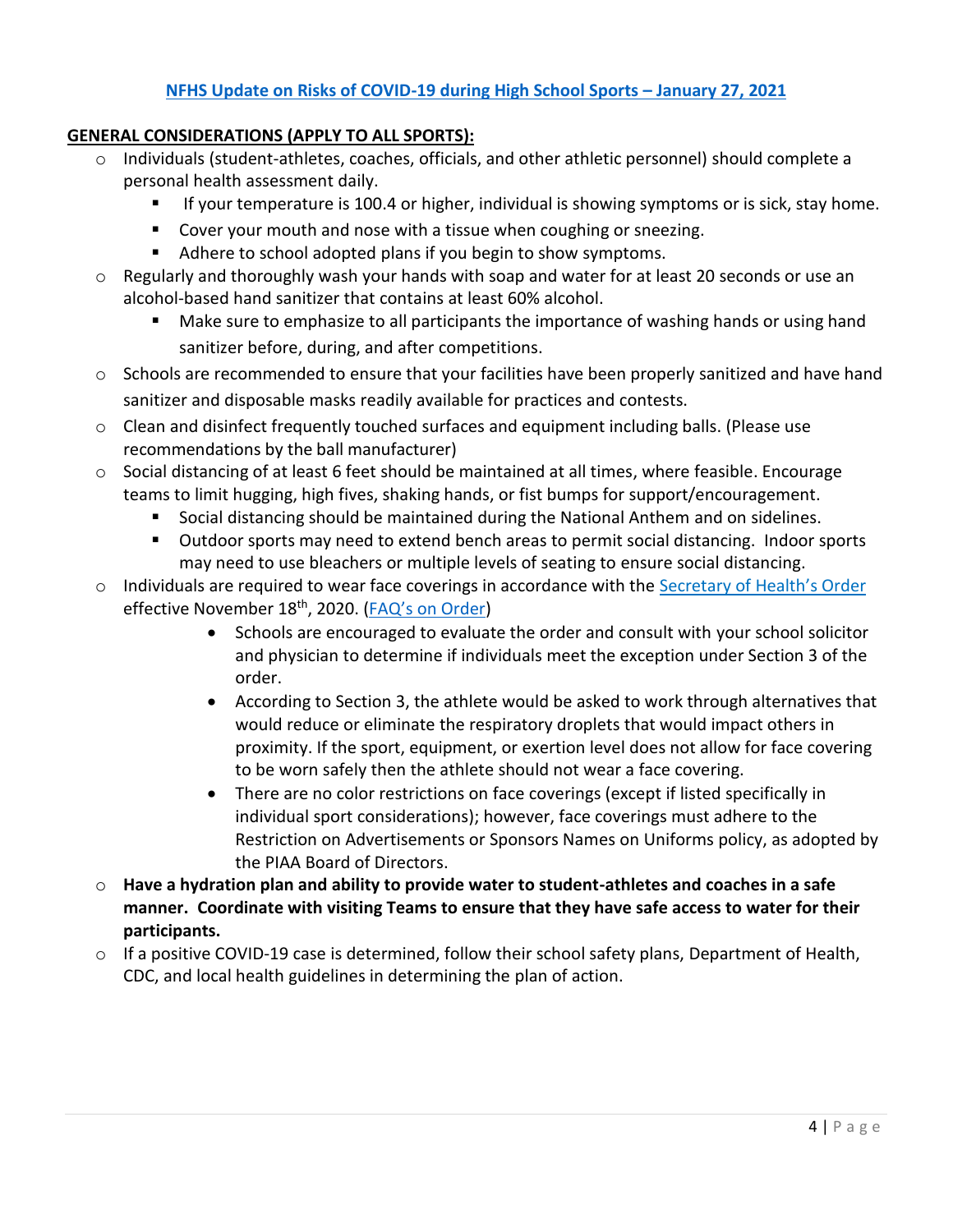[NFHS Update on Risks of COVID-19 during High School Sports – January 27, 2021]

## GENERAL CONSIDERATIONS (APPLY TO ALL SPORTS):

- Individuals (student-athletes, coaches, officials, and other athletic personnel) should complete a personal health assessment daily.
  - If your temperature is 100.4 or higher, individual is showing symptoms or is sick, stay home.
  - Cover your mouth and nose with a tissue when coughing or sneezing.
  - Adhere to school adopted plans if you begin to show symptoms.
- Regularly and thoroughly wash your hands with soap and water for at least 20 seconds or use an alcohol-based hand sanitizer that contains at least 60% alcohol.
  - Make sure to emphasize to all participants the importance of washing hands or using hand sanitizer before, during, and after competitions.
- Schools are recommended to ensure that your facilities have been properly sanitized and have hand sanitizer and disposable masks readily available for practices and contests.
- Clean and disinfect frequently touched surfaces and equipment including balls. (Please use recommendations by the ball manufacturer)
- Social distancing of at least 6 feet should be maintained at all times, where feasible. Encourage teams to limit hugging, high fives, shaking hands, or fist bumps for support/encouragement.
  - Social distancing should be maintained during the National Anthem and on sidelines.
  - Outdoor sports may need to extend bench areas to permit social distancing. Indoor sports may need to use bleachers or multiple levels of seating to ensure social distancing.
- Individuals are required to wear face coverings in accordance with the [Secretary of Health's Order] effective November 18th, 2020. ([FAQ's on Order])
  - Schools are encouraged to evaluate the order and consult with your school solicitor and physician to determine if individuals meet the exception under Section 3 of the order.
  - According to Section 3, the athlete would be asked to work through alternatives that would reduce or eliminate the respiratory droplets that would impact others in proximity. If the sport, equipment, or exertion level does not allow for face covering to be worn safely then the athlete should not wear a face covering.
  - There are no color restrictions on face coverings (except if listed specifically in individual sport considerations); however, face coverings must adhere to the Restriction on Advertisements or Sponsors Names on Uniforms policy, as adopted by the PIAA Board of Directors.
- **Have a hydration plan and ability to provide water to student-athletes and coaches in a safe manner. Coordinate with visiting Teams to ensure that they have safe access to water for their participants.**
- If a positive COVID-19 case is determined, follow their school safety plans, Department of Health, CDC, and local health guidelines in determining the plan of action.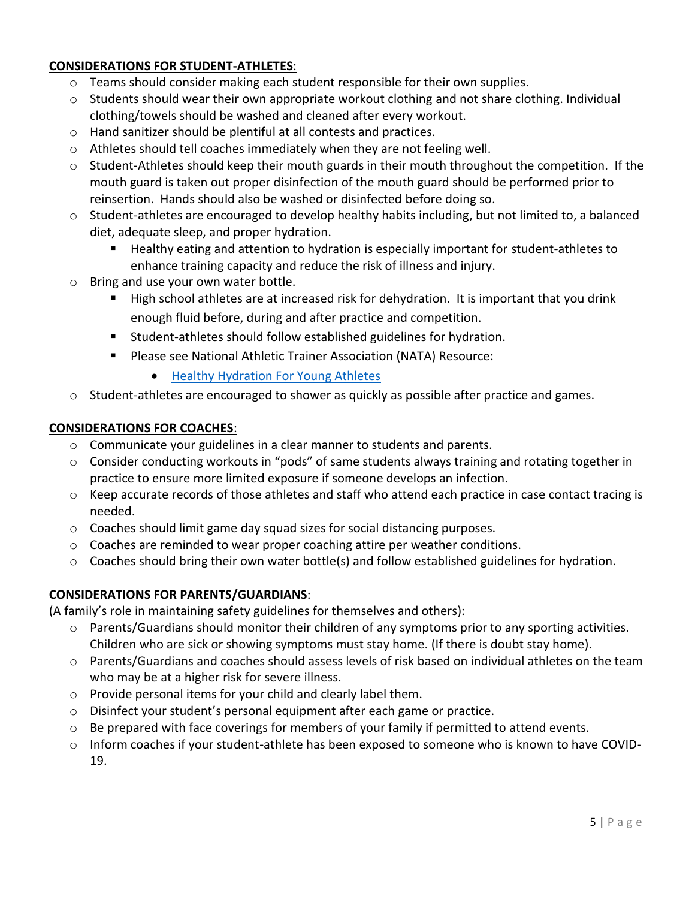**<u>CONSIDERATIONS FOR STUDENT-ATHLETES</u>**:

- Teams should consider making each student responsible for their own supplies.
- Students should wear their own appropriate workout clothing and not share clothing. Individual clothing/towels should be washed and cleaned after every workout.
- Hand sanitizer should be plentiful at all contests and practices.
- Athletes should tell coaches immediately when they are not feeling well.
- Student-Athletes should keep their mouth guards in their mouth throughout the competition. If the mouth guard is taken out proper disinfection of the mouth guard should be performed prior to reinsertion. Hands should also be washed or disinfected before doing so.
- Student-athletes are encouraged to develop healthy habits including, but not limited to, a balanced diet, adequate sleep, and proper hydration.
  - Healthy eating and attention to hydration is especially important for student-athletes to enhance training capacity and reduce the risk of illness and injury.
- Bring and use your own water bottle.
  - High school athletes are at increased risk for dehydration. It is important that you drink enough fluid before, during and after practice and competition.
  - Student-athletes should follow established guidelines for hydration.
  - Please see National Athletic Trainer Association (NATA) Resource:
    - Healthy Hydration For Young Athletes
- Student-athletes are encouraged to shower as quickly as possible after practice and games.

**<u>CONSIDERATIONS FOR COACHES</u>**:

- Communicate your guidelines in a clear manner to students and parents.
- Consider conducting workouts in "pods" of same students always training and rotating together in practice to ensure more limited exposure if someone develops an infection.
- Keep accurate records of those athletes and staff who attend each practice in case contact tracing is needed.
- Coaches should limit game day squad sizes for social distancing purposes.
- Coaches are reminded to wear proper coaching attire per weather conditions.
- Coaches should bring their own water bottle(s) and follow established guidelines for hydration.

**<u>CONSIDERATIONS FOR PARENTS/GUARDIANS</u>**:

(A family's role in maintaining safety guidelines for themselves and others):

- Parents/Guardians should monitor their children of any symptoms prior to any sporting activities. Children who are sick or showing symptoms must stay home. (If there is doubt stay home).
- Parents/Guardians and coaches should assess levels of risk based on individual athletes on the team who may be at a higher risk for severe illness.
- Provide personal items for your child and clearly label them.
- Disinfect your student's personal equipment after each game or practice.
- Be prepared with face coverings for members of your family if permitted to attend events.
- Inform coaches if your student-athlete has been exposed to someone who is known to have COVID-19.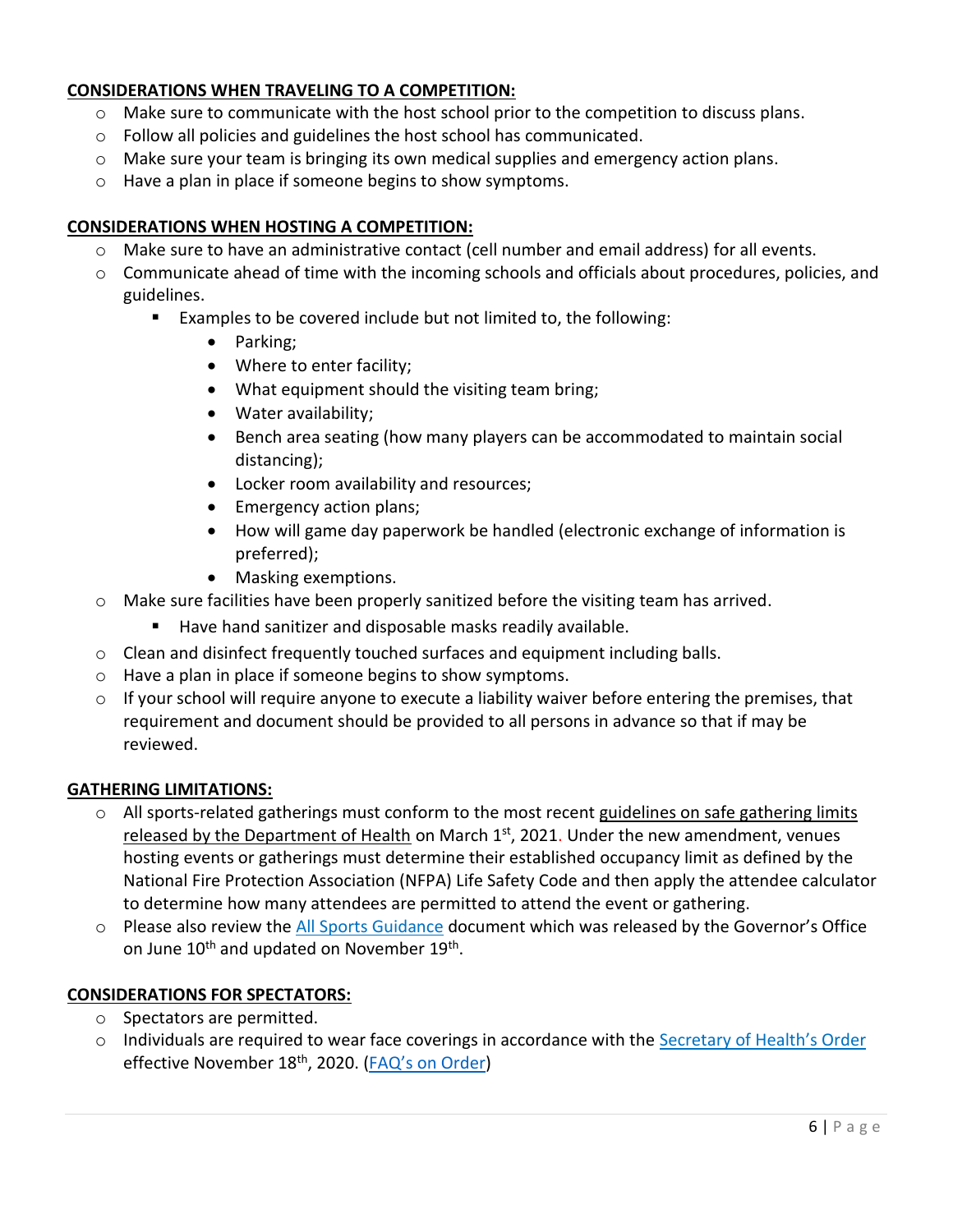**CONSIDERATIONS WHEN TRAVELING TO A COMPETITION:**

- Make sure to communicate with the host school prior to the competition to discuss plans.
- Follow all policies and guidelines the host school has communicated.
- Make sure your team is bringing its own medical supplies and emergency action plans.
- Have a plan in place if someone begins to show symptoms.

**CONSIDERATIONS WHEN HOSTING A COMPETITION:**

- Make sure to have an administrative contact (cell number and email address) for all events.
- Communicate ahead of time with the incoming schools and officials about procedures, policies, and guidelines.
  - Examples to be covered include but not limited to, the following:
    - Parking;
    - Where to enter facility;
    - What equipment should the visiting team bring;
    - Water availability;
    - Bench area seating (how many players can be accommodated to maintain social distancing);
    - Locker room availability and resources;
    - Emergency action plans;
    - How will game day paperwork be handled (electronic exchange of information is preferred);
    - Masking exemptions.
- Make sure facilities have been properly sanitized before the visiting team has arrived.
  - Have hand sanitizer and disposable masks readily available.
- Clean and disinfect frequently touched surfaces and equipment including balls.
- Have a plan in place if someone begins to show symptoms.
- If your school will require anyone to execute a liability waiver before entering the premises, that requirement and document should be provided to all persons in advance so that if may be reviewed.

**GATHERING LIMITATIONS:**

- All sports-related gatherings must conform to the most recent guidelines on safe gathering limits released by the Department of Health on March 1st, 2021. Under the new amendment, venues hosting events or gatherings must determine their established occupancy limit as defined by the National Fire Protection Association (NFPA) Life Safety Code and then apply the attendee calculator to determine how many attendees are permitted to attend the event or gathering.
- Please also review the All Sports Guidance document which was released by the Governor's Office on June 10th and updated on November 19th.

**CONSIDERATIONS FOR SPECTATORS:**

- Spectators are permitted.
- Individuals are required to wear face coverings in accordance with the Secretary of Health's Order effective November 18th, 2020. (FAQ's on Order)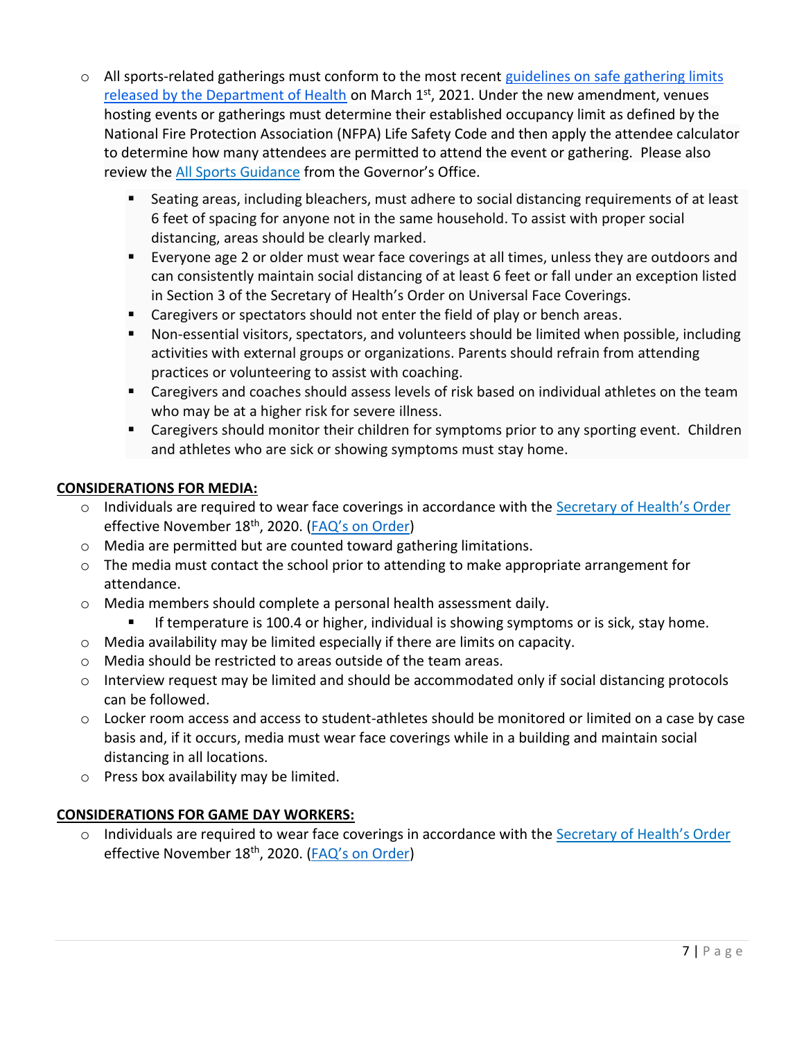- All sports-related gatherings must conform to the most recent [guidelines on safe gathering limits released by the Department of Health] on March 1st, 2021. Under the new amendment, venues hosting events or gatherings must determine their established occupancy limit as defined by the National Fire Protection Association (NFPA) Life Safety Code and then apply the attendee calculator to determine how many attendees are permitted to attend the event or gathering. Please also review the [All Sports Guidance] from the Governor's Office.
  - Seating areas, including bleachers, must adhere to social distancing requirements of at least 6 feet of spacing for anyone not in the same household. To assist with proper social distancing, areas should be clearly marked.
  - Everyone age 2 or older must wear face coverings at all times, unless they are outdoors and can consistently maintain social distancing of at least 6 feet or fall under an exception listed in Section 3 of the Secretary of Health's Order on Universal Face Coverings.
  - Caregivers or spectators should not enter the field of play or bench areas.
  - Non-essential visitors, spectators, and volunteers should be limited when possible, including activities with external groups or organizations. Parents should refrain from attending practices or volunteering to assist with coaching.
  - Caregivers and coaches should assess levels of risk based on individual athletes on the team who may be at a higher risk for severe illness.
  - Caregivers should monitor their children for symptoms prior to any sporting event. Children and athletes who are sick or showing symptoms must stay home.

**CONSIDERATIONS FOR MEDIA:**

- Individuals are required to wear face coverings in accordance with the [Secretary of Health's Order] effective November 18th, 2020. ([FAQ's on Order])
- Media are permitted but are counted toward gathering limitations.
- The media must contact the school prior to attending to make appropriate arrangement for attendance.
- Media members should complete a personal health assessment daily.
  - If temperature is 100.4 or higher, individual is showing symptoms or is sick, stay home.
- Media availability may be limited especially if there are limits on capacity.
- Media should be restricted to areas outside of the team areas.
- Interview request may be limited and should be accommodated only if social distancing protocols can be followed.
- Locker room access and access to student-athletes should be monitored or limited on a case by case basis and, if it occurs, media must wear face coverings while in a building and maintain social distancing in all locations.
- Press box availability may be limited.

**CONSIDERATIONS FOR GAME DAY WORKERS:**

- Individuals are required to wear face coverings in accordance with the [Secretary of Health's Order] effective November 18th, 2020. ([FAQ's on Order])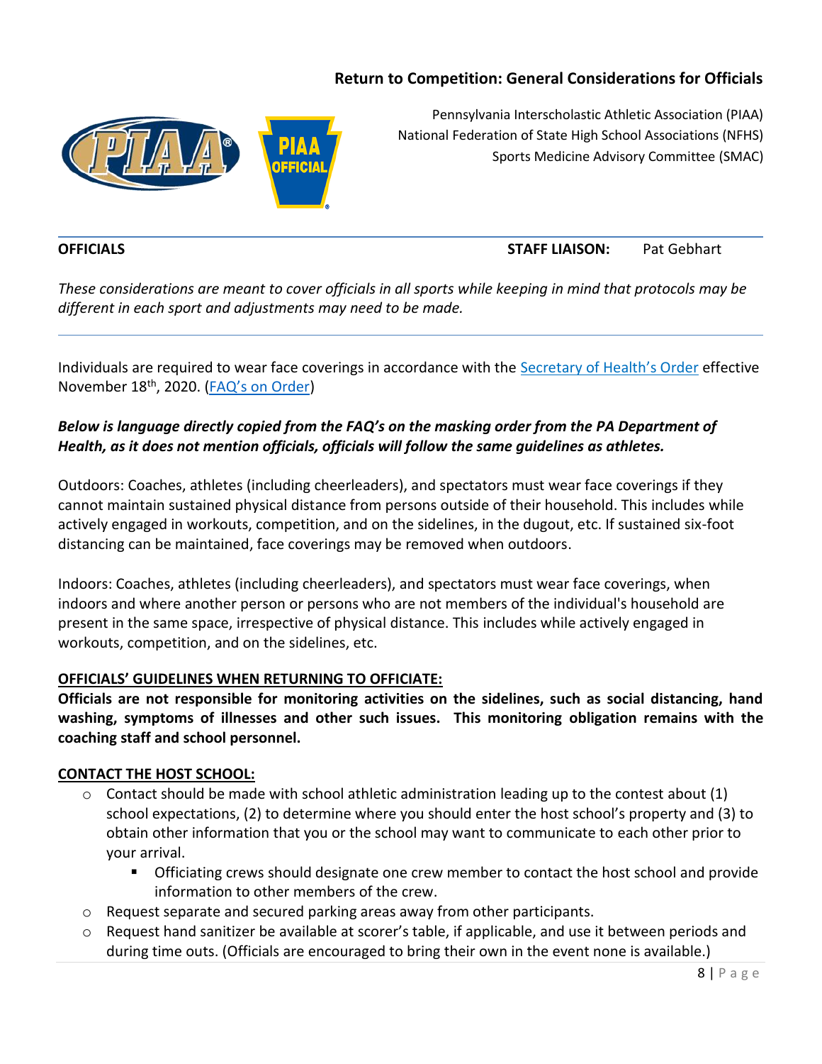## Return to Competition: General Considerations for Officials

Pennsylvania Interscholastic Athletic Association (PIAA)
National Federation of State High School Associations (NFHS)
Sports Medicine Advisory Committee (SMAC)

**OFFICIALS** **STAFF LIAISON:** Pat Gebhart

*These considerations are meant to cover officials in all sports while keeping in mind that protocols may be different in each sport and adjustments may need to be made.*

---

Individuals are required to wear face coverings in accordance with the [Secretary of Health's Order] effective November 18th, 2020. ([FAQ's on Order])

***Below is language directly copied from the FAQ's on the masking order from the PA Department of Health, as it does not mention officials, officials will follow the same guidelines as athletes.***

Outdoors: Coaches, athletes (including cheerleaders), and spectators must wear face coverings if they cannot maintain sustained physical distance from persons outside of their household. This includes while actively engaged in workouts, competition, and on the sidelines, in the dugout, etc. If sustained six-foot distancing can be maintained, face coverings may be removed when outdoors.

Indoors: Coaches, athletes (including cheerleaders), and spectators must wear face coverings, when indoors and where another person or persons who are not members of the individual's household are present in the same space, irrespective of physical distance. This includes while actively engaged in workouts, competition, and on the sidelines, etc.

**OFFICIALS' GUIDELINES WHEN RETURNING TO OFFICIATE:**

**Officials are not responsible for monitoring activities on the sidelines, such as social distancing, hand washing, symptoms of illnesses and other such issues. This monitoring obligation remains with the coaching staff and school personnel.**

**CONTACT THE HOST SCHOOL:**

- Contact should be made with school athletic administration leading up to the contest about (1) school expectations, (2) to determine where you should enter the host school's property and (3) to obtain other information that you or the school may want to communicate to each other prior to your arrival.
  - Officiating crews should designate one crew member to contact the host school and provide information to other members of the crew.
- Request separate and secured parking areas away from other participants.
- Request hand sanitizer be available at scorer's table, if applicable, and use it between periods and during time outs. (Officials are encouraged to bring their own in the event none is available.)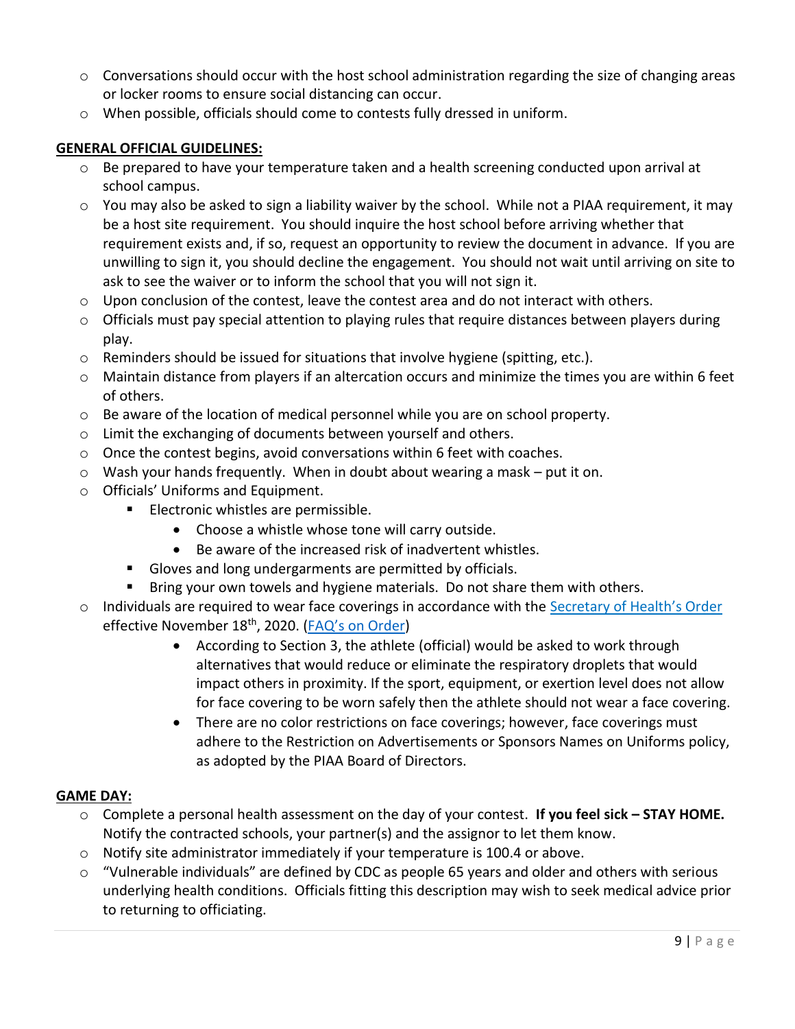- Conversations should occur with the host school administration regarding the size of changing areas or locker rooms to ensure social distancing can occur.
- When possible, officials should come to contests fully dressed in uniform.

**GENERAL OFFICIAL GUIDELINES:**

- Be prepared to have your temperature taken and a health screening conducted upon arrival at school campus.
- You may also be asked to sign a liability waiver by the school. While not a PIAA requirement, it may be a host site requirement. You should inquire the host school before arriving whether that requirement exists and, if so, request an opportunity to review the document in advance. If you are unwilling to sign it, you should decline the engagement. You should not wait until arriving on site to ask to see the waiver or to inform the school that you will not sign it.
- Upon conclusion of the contest, leave the contest area and do not interact with others.
- Officials must pay special attention to playing rules that require distances between players during play.
- Reminders should be issued for situations that involve hygiene (spitting, etc.).
- Maintain distance from players if an altercation occurs and minimize the times you are within 6 feet of others.
- Be aware of the location of medical personnel while you are on school property.
- Limit the exchanging of documents between yourself and others.
- Once the contest begins, avoid conversations within 6 feet with coaches.
- Wash your hands frequently. When in doubt about wearing a mask – put it on.
- Officials' Uniforms and Equipment.
  - Electronic whistles are permissible.
    - Choose a whistle whose tone will carry outside.
    - Be aware of the increased risk of inadvertent whistles.
  - Gloves and long undergarments are permitted by officials.
  - Bring your own towels and hygiene materials. Do not share them with others.
- Individuals are required to wear face coverings in accordance with the Secretary of Health's Order effective November 18th, 2020. (FAQ's on Order)
  - According to Section 3, the athlete (official) would be asked to work through alternatives that would reduce or eliminate the respiratory droplets that would impact others in proximity. If the sport, equipment, or exertion level does not allow for face covering to be worn safely then the athlete should not wear a face covering.
  - There are no color restrictions on face coverings; however, face coverings must adhere to the Restriction on Advertisements or Sponsors Names on Uniforms policy, as adopted by the PIAA Board of Directors.

**GAME DAY:**

- Complete a personal health assessment on the day of your contest. **If you feel sick – STAY HOME.** Notify the contracted schools, your partner(s) and the assignor to let them know.
- Notify site administrator immediately if your temperature is 100.4 or above.
- "Vulnerable individuals" are defined by CDC as people 65 years and older and others with serious underlying health conditions. Officials fitting this description may wish to seek medical advice prior to returning to officiating.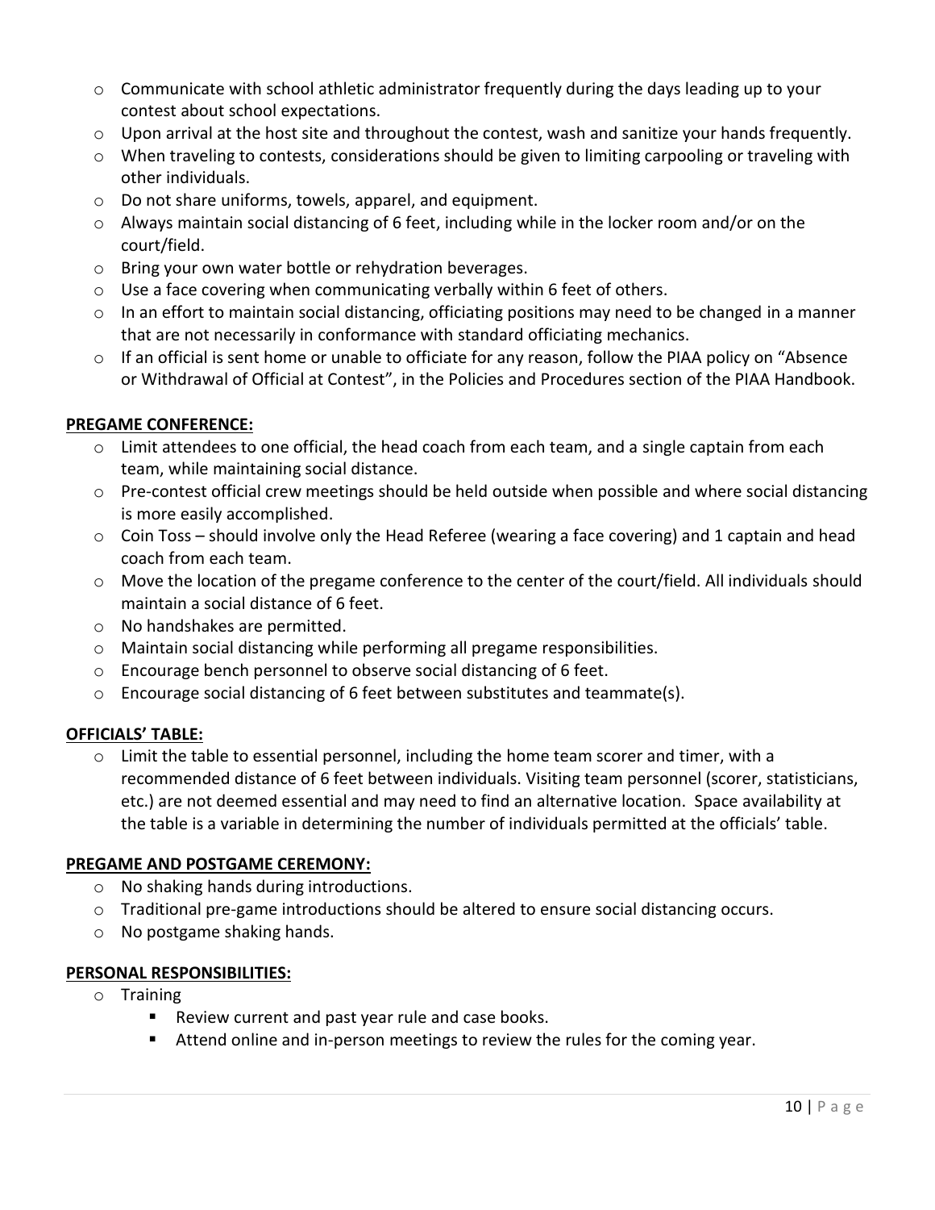- Communicate with school athletic administrator frequently during the days leading up to your contest about school expectations.
- Upon arrival at the host site and throughout the contest, wash and sanitize your hands frequently.
- When traveling to contests, considerations should be given to limiting carpooling or traveling with other individuals.
- Do not share uniforms, towels, apparel, and equipment.
- Always maintain social distancing of 6 feet, including while in the locker room and/or on the court/field.
- Bring your own water bottle or rehydration beverages.
- Use a face covering when communicating verbally within 6 feet of others.
- In an effort to maintain social distancing, officiating positions may need to be changed in a manner that are not necessarily in conformance with standard officiating mechanics.
- If an official is sent home or unable to officiate for any reason, follow the PIAA policy on "Absence or Withdrawal of Official at Contest", in the Policies and Procedures section of the PIAA Handbook.

**PREGAME CONFERENCE:**

- Limit attendees to one official, the head coach from each team, and a single captain from each team, while maintaining social distance.
- Pre-contest official crew meetings should be held outside when possible and where social distancing is more easily accomplished.
- Coin Toss – should involve only the Head Referee (wearing a face covering) and 1 captain and head coach from each team.
- Move the location of the pregame conference to the center of the court/field. All individuals should maintain a social distance of 6 feet.
- No handshakes are permitted.
- Maintain social distancing while performing all pregame responsibilities.
- Encourage bench personnel to observe social distancing of 6 feet.
- Encourage social distancing of 6 feet between substitutes and teammate(s).

**OFFICIALS' TABLE:**

- Limit the table to essential personnel, including the home team scorer and timer, with a recommended distance of 6 feet between individuals. Visiting team personnel (scorer, statisticians, etc.) are not deemed essential and may need to find an alternative location. Space availability at the table is a variable in determining the number of individuals permitted at the officials' table.

**PREGAME AND POSTGAME CEREMONY:**

- No shaking hands during introductions.
- Traditional pre-game introductions should be altered to ensure social distancing occurs.
- No postgame shaking hands.

**PERSONAL RESPONSIBILITIES:**

- Training
  - Review current and past year rule and case books.
  - Attend online and in-person meetings to review the rules for the coming year.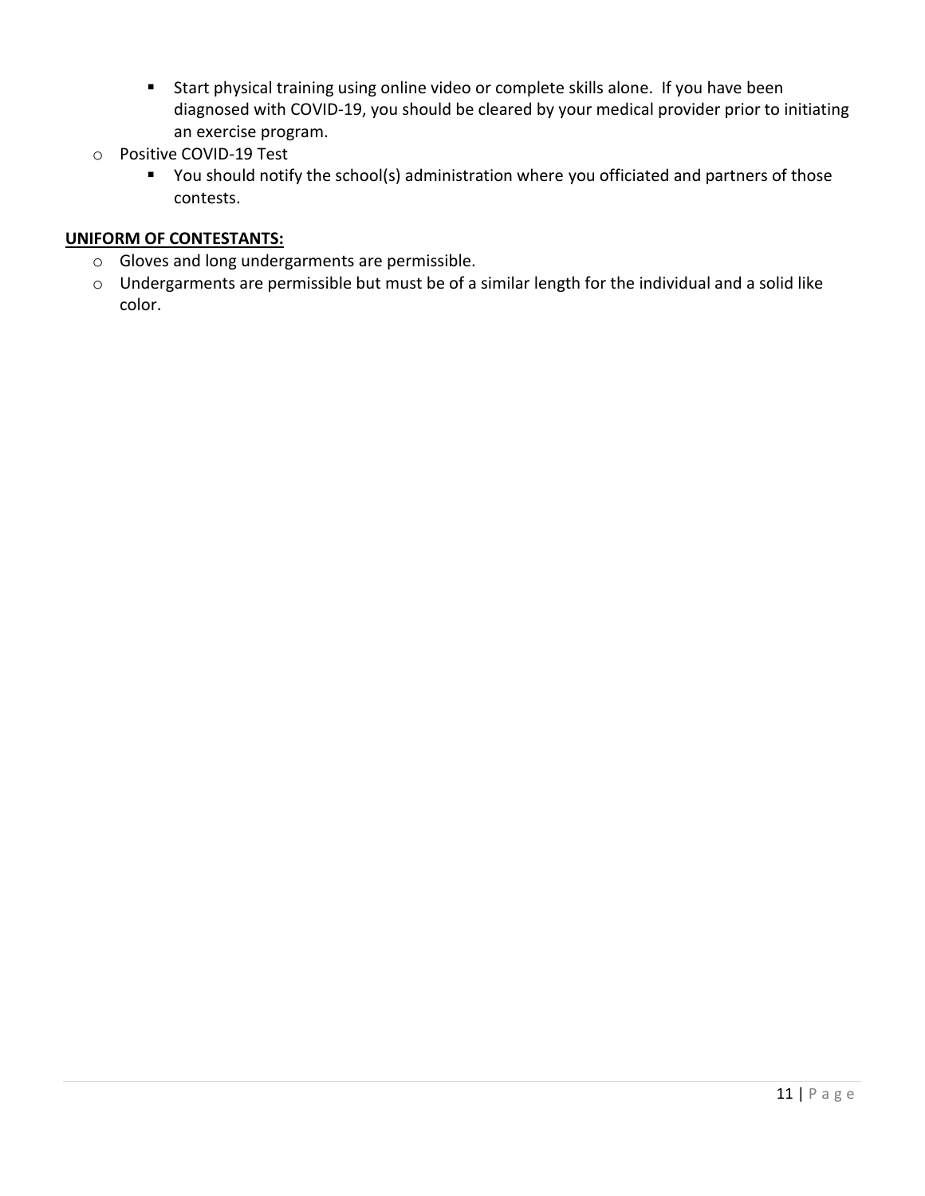- Start physical training using online video or complete skills alone. If you have been diagnosed with COVID-19, you should be cleared by your medical provider prior to initiating an exercise program.
- Positive COVID-19 Test
    - You should notify the school(s) administration where you officiated and partners of those contests.

**UNIFORM OF CONTESTANTS:**

- Gloves and long undergarments are permissible.
- Undergarments are permissible but must be of a similar length for the individual and a solid like color.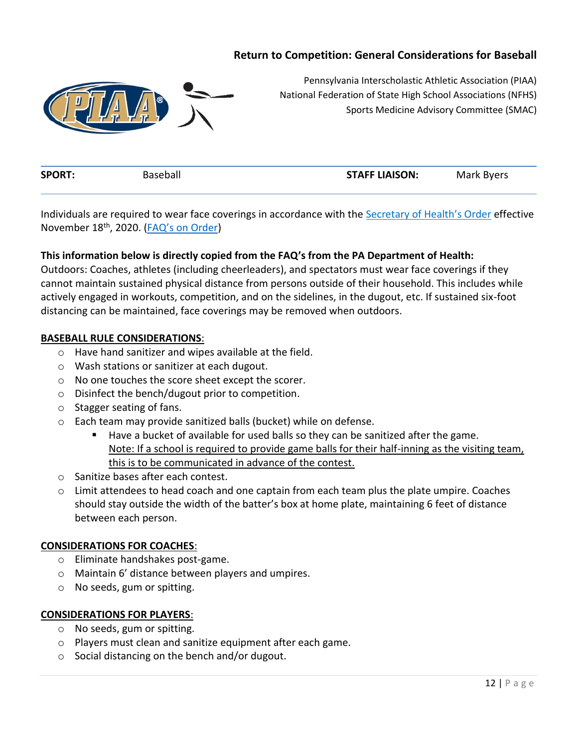# Return to Competition: General Considerations for Baseball

Pennsylvania Interscholastic Athletic Association (PIAA)
National Federation of State High School Associations (NFHS)
Sports Medicine Advisory Committee (SMAC)

| **SPORT:** | Baseball | **STAFF LIAISON:** | Mark Byers |
|---|---|---|---|

Individuals are required to wear face coverings in accordance with the [Secretary of Health's Order]() effective November 18th, 2020. ([FAQ's on Order]())

**This information below is directly copied from the FAQ's from the PA Department of Health:**
Outdoors: Coaches, athletes (including cheerleaders), and spectators must wear face coverings if they cannot maintain sustained physical distance from persons outside of their household. This includes while actively engaged in workouts, competition, and on the sidelines, in the dugout, etc. If sustained six-foot distancing can be maintained, face coverings may be removed when outdoors.

**BASEBALL RULE CONSIDERATIONS:**

- Have hand sanitizer and wipes available at the field.
- Wash stations or sanitizer at each dugout.
- No one touches the score sheet except the scorer.
- Disinfect the bench/dugout prior to competition.
- Stagger seating of fans.
- Each team may provide sanitized balls (bucket) while on defense.
  - Have a bucket of available for used balls so they can be sanitized after the game. Note: If a school is required to provide game balls for their half-inning as the visiting team, this is to be communicated in advance of the contest.
- Sanitize bases after each contest.
- Limit attendees to head coach and one captain from each team plus the plate umpire. Coaches should stay outside the width of the batter's box at home plate, maintaining 6 feet of distance between each person.

**CONSIDERATIONS FOR COACHES:**

- Eliminate handshakes post-game.
- Maintain 6' distance between players and umpires.
- No seeds, gum or spitting.

**CONSIDERATIONS FOR PLAYERS:**

- No seeds, gum or spitting.
- Players must clean and sanitize equipment after each game.
- Social distancing on the bench and/or dugout.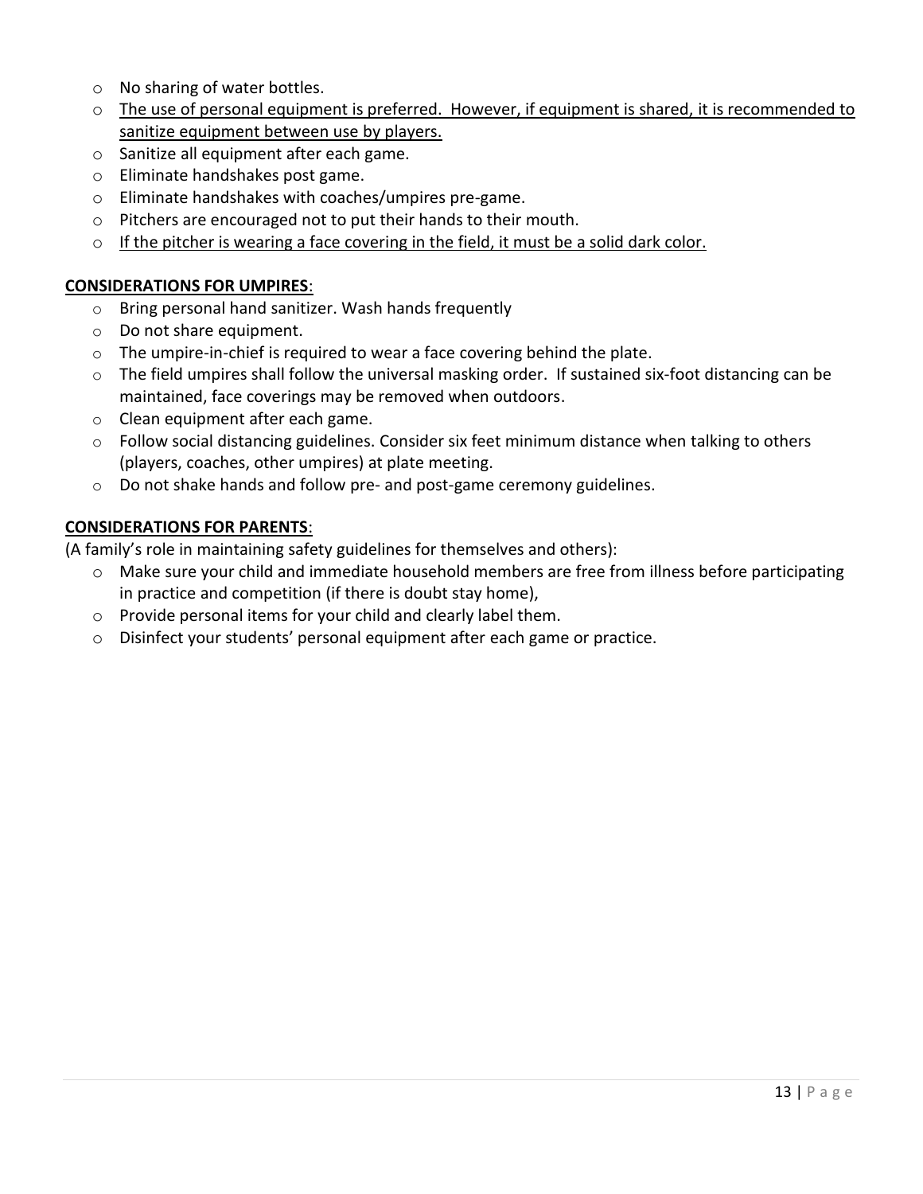- No sharing of water bottles.
- <u>The use of personal equipment is preferred. However, if equipment is shared, it is recommended to sanitize equipment between use by players.</u>
- Sanitize all equipment after each game.
- Eliminate handshakes post game.
- Eliminate handshakes with coaches/umpires pre-game.
- Pitchers are encouraged not to put their hands to their mouth.
- <u>If the pitcher is wearing a face covering in the field, it must be a solid dark color.</u>

**<u>CONSIDERATIONS FOR UMPIRES</u>**:

- Bring personal hand sanitizer. Wash hands frequently
- Do not share equipment.
- The umpire-in-chief is required to wear a face covering behind the plate.
- The field umpires shall follow the universal masking order. If sustained six-foot distancing can be maintained, face coverings may be removed when outdoors.
- Clean equipment after each game.
- Follow social distancing guidelines. Consider six feet minimum distance when talking to others (players, coaches, other umpires) at plate meeting.
- Do not shake hands and follow pre- and post-game ceremony guidelines.

**<u>CONSIDERATIONS FOR PARENTS</u>**:

(A family's role in maintaining safety guidelines for themselves and others):

- Make sure your child and immediate household members are free from illness before participating in practice and competition (if there is doubt stay home),
- Provide personal items for your child and clearly label them.
- Disinfect your students' personal equipment after each game or practice.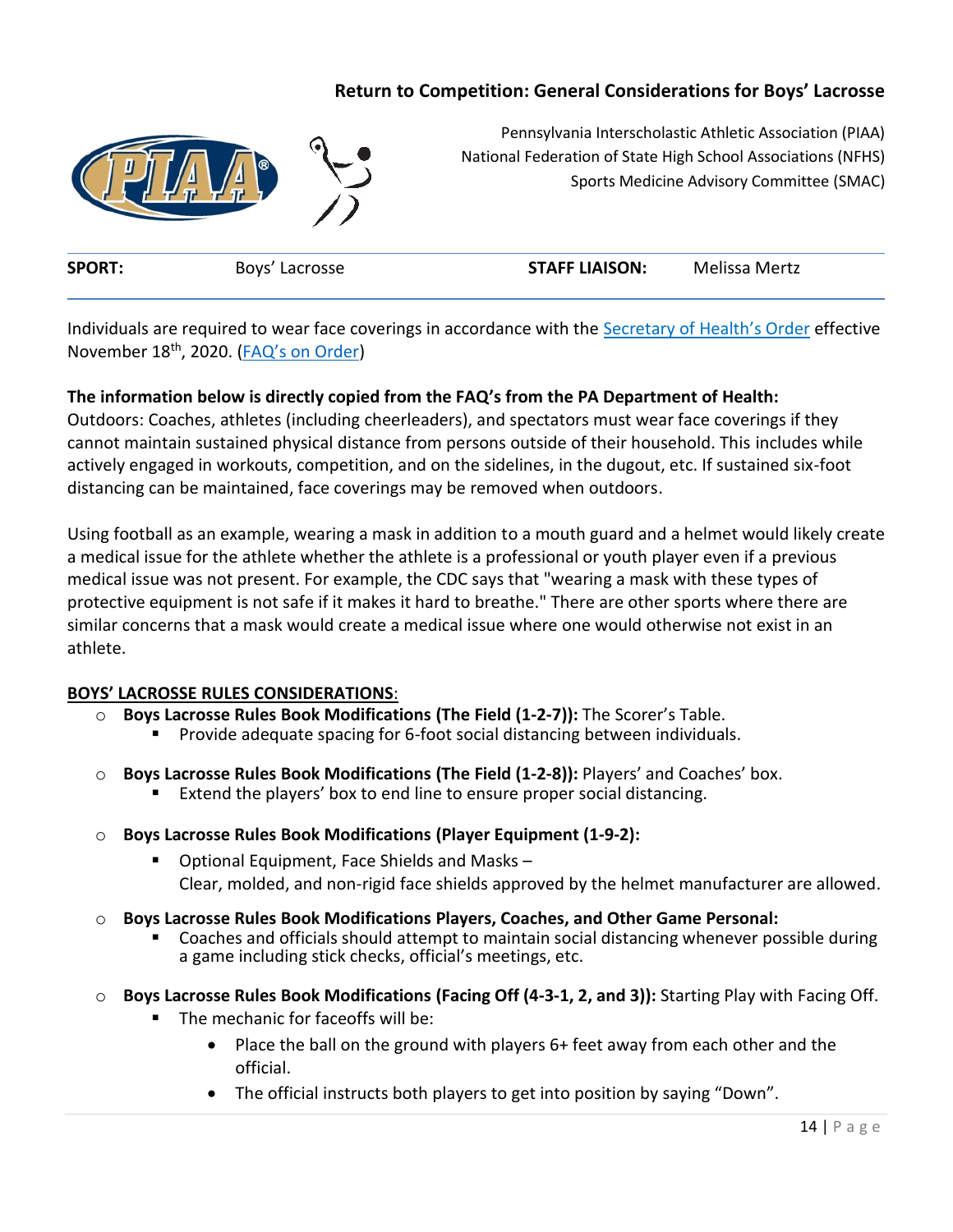## Return to Competition: General Considerations for Boys' Lacrosse

Pennsylvania Interscholastic Athletic Association (PIAA)
National Federation of State High School Associations (NFHS)
Sports Medicine Advisory Committee (SMAC)

| SPORT: | Boys' Lacrosse | STAFF LIAISON: | Melissa Mertz |
|---|---|---|---|

Individuals are required to wear face coverings in accordance with the Secretary of Health's Order effective November 18th, 2020. (FAQ's on Order)

**The information below is directly copied from the FAQ's from the PA Department of Health:**
Outdoors: Coaches, athletes (including cheerleaders), and spectators must wear face coverings if they cannot maintain sustained physical distance from persons outside of their household. This includes while actively engaged in workouts, competition, and on the sidelines, in the dugout, etc. If sustained six-foot distancing can be maintained, face coverings may be removed when outdoors.

Using football as an example, wearing a mask in addition to a mouth guard and a helmet would likely create a medical issue for the athlete whether the athlete is a professional or youth player even if a previous medical issue was not present. For example, the CDC says that "wearing a mask with these types of protective equipment is not safe if it makes it hard to breathe." There are other sports where there are similar concerns that a mask would create a medical issue where one would otherwise not exist in an athlete.

**BOYS' LACROSSE RULES CONSIDERATIONS**:

- **Boys Lacrosse Rules Book Modifications (The Field (1-2-7)):** The Scorer's Table.
  - Provide adequate spacing for 6-foot social distancing between individuals.
- **Boys Lacrosse Rules Book Modifications (The Field (1-2-8)):** Players' and Coaches' box.
  - Extend the players' box to end line to ensure proper social distancing.
- **Boys Lacrosse Rules Book Modifications (Player Equipment (1-9-2):**
  - Optional Equipment, Face Shields and Masks – Clear, molded, and non-rigid face shields approved by the helmet manufacturer are allowed.
- **Boys Lacrosse Rules Book Modifications Players, Coaches, and Other Game Personal:**
  - Coaches and officials should attempt to maintain social distancing whenever possible during a game including stick checks, official's meetings, etc.
- **Boys Lacrosse Rules Book Modifications (Facing Off (4-3-1, 2, and 3)):** Starting Play with Facing Off.
  - The mechanic for faceoffs will be:
    - Place the ball on the ground with players 6+ feet away from each other and the official.
    - The official instructs both players to get into position by saying "Down".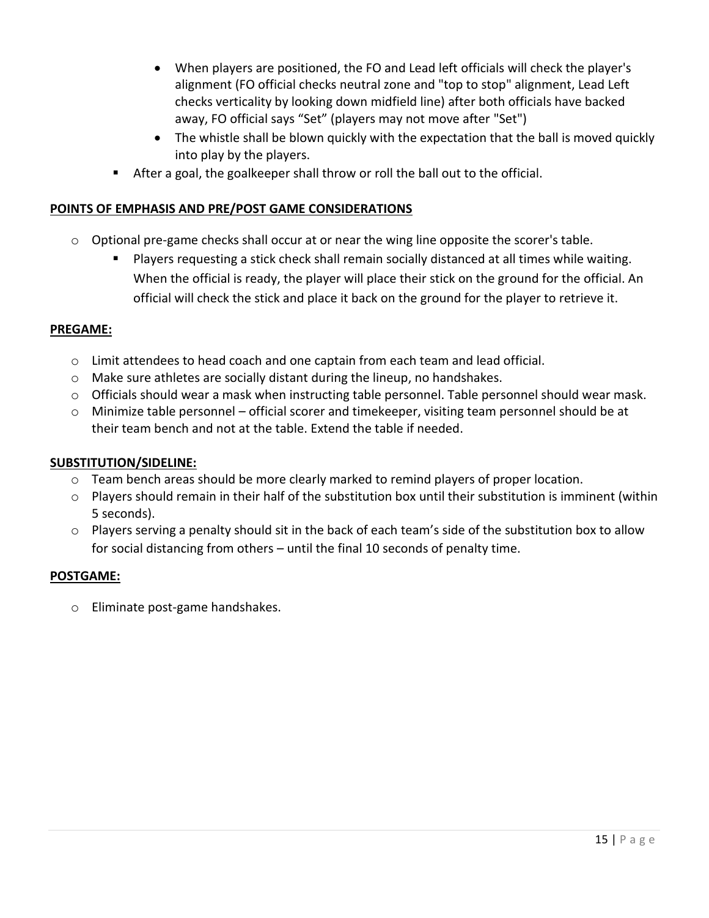- When players are positioned, the FO and Lead left officials will check the player's alignment (FO official checks neutral zone and "top to stop" alignment, Lead Left checks verticality by looking down midfield line) after both officials have backed away, FO official says "Set" (players may not move after "Set")
    - The whistle shall be blown quickly with the expectation that the ball is moved quickly into play by the players.
  - After a goal, the goalkeeper shall throw or roll the ball out to the official.

**POINTS OF EMPHASIS AND PRE/POST GAME CONSIDERATIONS**

- Optional pre-game checks shall occur at or near the wing line opposite the scorer's table.
  - Players requesting a stick check shall remain socially distanced at all times while waiting. When the official is ready, the player will place their stick on the ground for the official. An official will check the stick and place it back on the ground for the player to retrieve it.

**PREGAME:**

- Limit attendees to head coach and one captain from each team and lead official.
- Make sure athletes are socially distant during the lineup, no handshakes.
- Officials should wear a mask when instructing table personnel. Table personnel should wear mask.
- Minimize table personnel – official scorer and timekeeper, visiting team personnel should be at their team bench and not at the table. Extend the table if needed.

**SUBSTITUTION/SIDELINE:**

- Team bench areas should be more clearly marked to remind players of proper location.
- Players should remain in their half of the substitution box until their substitution is imminent (within 5 seconds).
- Players serving a penalty should sit in the back of each team's side of the substitution box to allow for social distancing from others – until the final 10 seconds of penalty time.

**POSTGAME:**

- Eliminate post-game handshakes.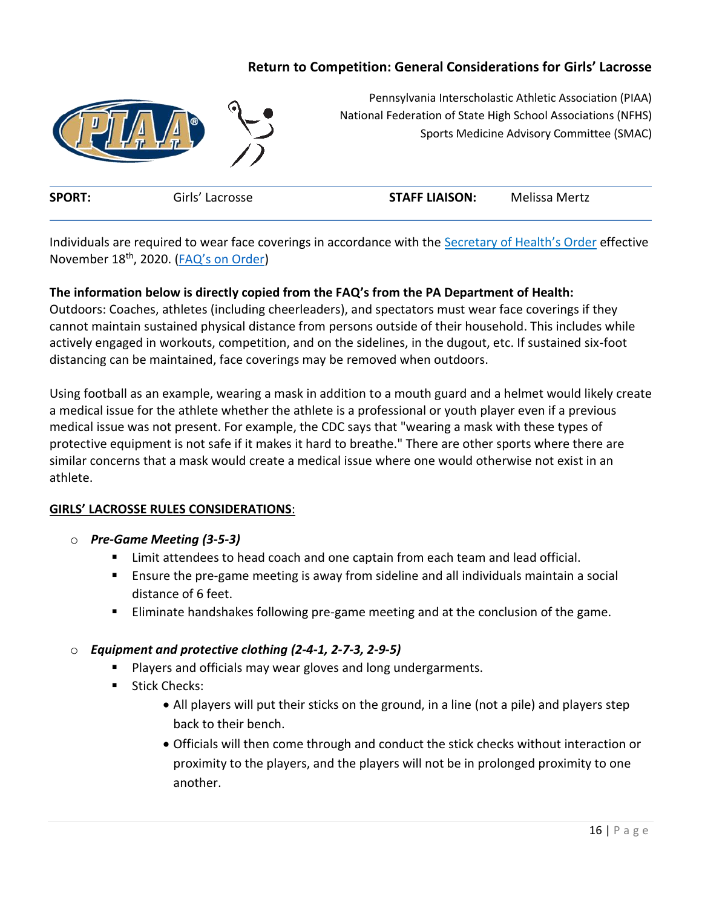## Return to Competition: General Considerations for Girls' Lacrosse

Pennsylvania Interscholastic Athletic Association (PIAA)
National Federation of State High School Associations (NFHS)
Sports Medicine Advisory Committee (SMAC)

| **SPORT:** | Girls' Lacrosse | **STAFF LIAISON:** | Melissa Mertz |
|---|---|---|---|

Individuals are required to wear face coverings in accordance with the [Secretary of Health's Order]() effective November 18th, 2020. ([FAQ's on Order]())

**The information below is directly copied from the FAQ's from the PA Department of Health:**
Outdoors: Coaches, athletes (including cheerleaders), and spectators must wear face coverings if they cannot maintain sustained physical distance from persons outside of their household. This includes while actively engaged in workouts, competition, and on the sidelines, in the dugout, etc. If sustained six-foot distancing can be maintained, face coverings may be removed when outdoors.

Using football as an example, wearing a mask in addition to a mouth guard and a helmet would likely create a medical issue for the athlete whether the athlete is a professional or youth player even if a previous medical issue was not present. For example, the CDC says that "wearing a mask with these types of protective equipment is not safe if it makes it hard to breathe." There are other sports where there are similar concerns that a mask would create a medical issue where one would otherwise not exist in an athlete.

<u>**GIRLS' LACROSSE RULES CONSIDERATIONS**</u>:

- ***Pre-Game Meeting (3-5-3)***
  - Limit attendees to head coach and one captain from each team and lead official.
  - Ensure the pre-game meeting is away from sideline and all individuals maintain a social distance of 6 feet.
  - Eliminate handshakes following pre-game meeting and at the conclusion of the game.

- ***Equipment and protective clothing (2-4-1, 2-7-3, 2-9-5)***
  - Players and officials may wear gloves and long undergarments.
  - Stick Checks:
    - All players will put their sticks on the ground, in a line (not a pile) and players step back to their bench.
    - Officials will then come through and conduct the stick checks without interaction or proximity to the players, and the players will not be in prolonged proximity to one another.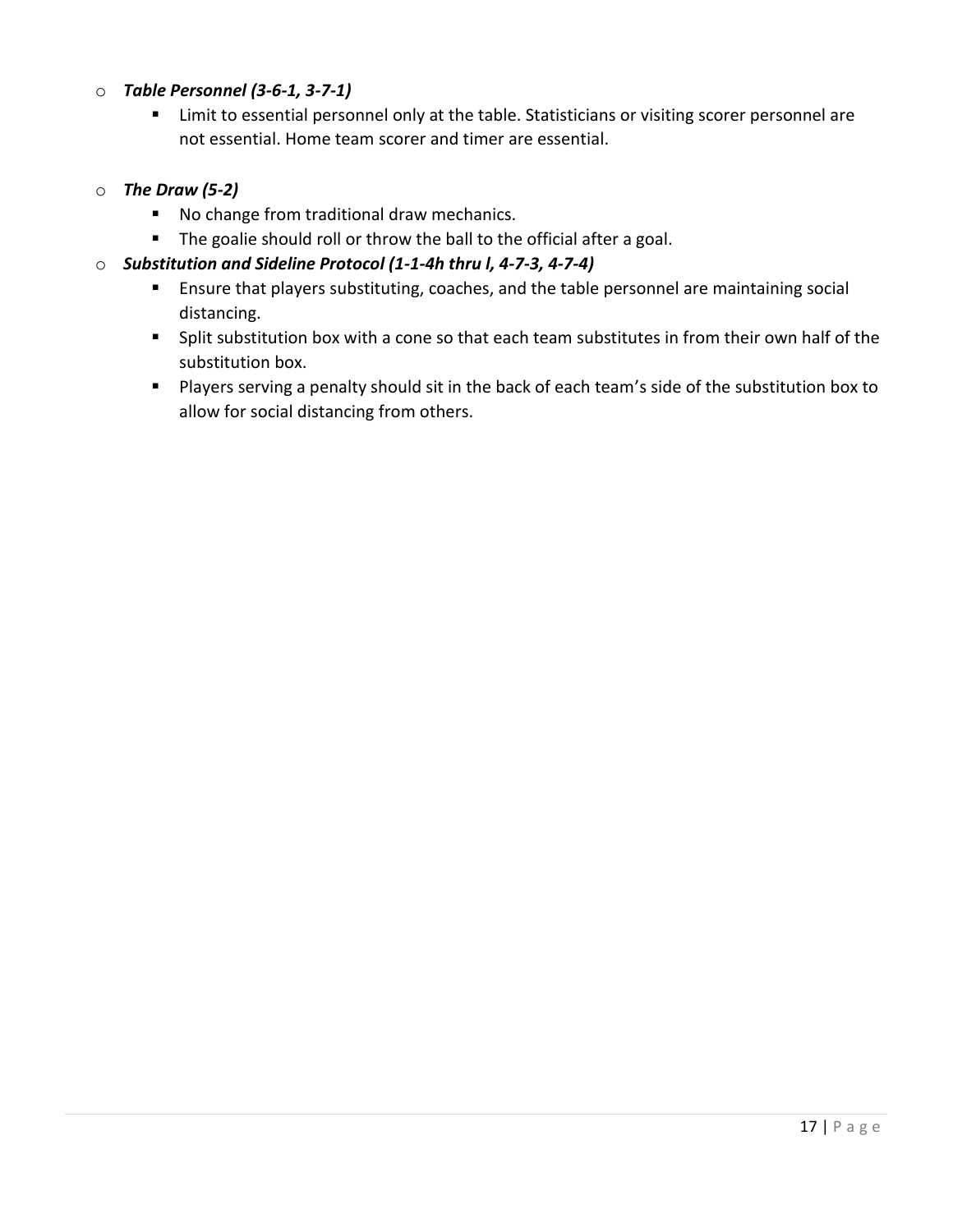- ***Table Personnel (3-6-1, 3-7-1)***
  - Limit to essential personnel only at the table. Statisticians or visiting scorer personnel are not essential. Home team scorer and timer are essential.

- ***The Draw (5-2)***
  - No change from traditional draw mechanics.
  - The goalie should roll or throw the ball to the official after a goal.
- ***Substitution and Sideline Protocol (1-1-4h thru l, 4-7-3, 4-7-4)***
  - Ensure that players substituting, coaches, and the table personnel are maintaining social distancing.
  - Split substitution box with a cone so that each team substitutes in from their own half of the substitution box.
  - Players serving a penalty should sit in the back of each team's side of the substitution box to allow for social distancing from others.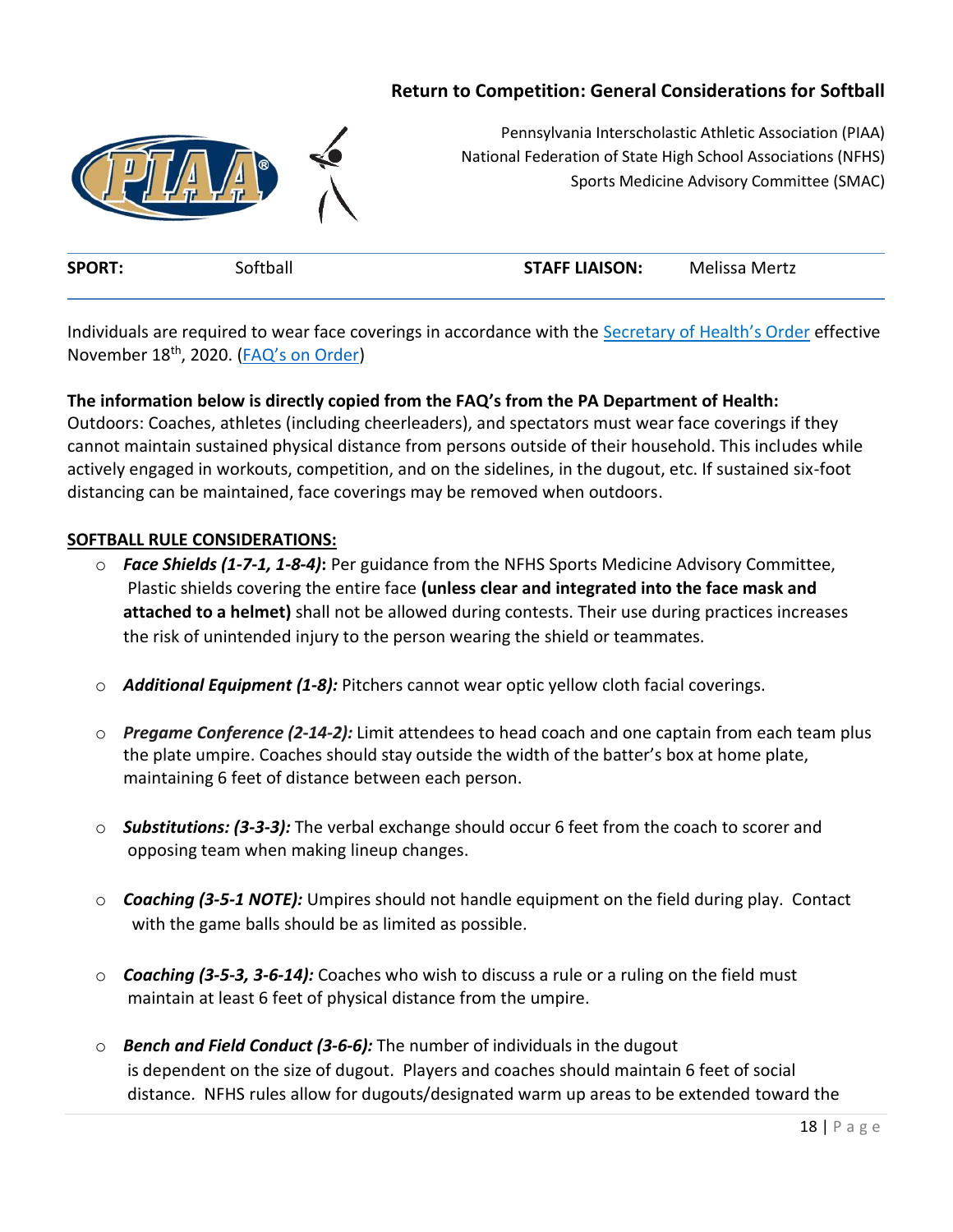## Return to Competition: General Considerations for Softball

Pennsylvania Interscholastic Athletic Association (PIAA)
National Federation of State High School Associations (NFHS)
Sports Medicine Advisory Committee (SMAC)

| **SPORT:** | Softball | **STAFF LIAISON:** | Melissa Mertz |
|---|---|---|---|

Individuals are required to wear face coverings in accordance with the [Secretary of Health's Order](#) effective November 18th, 2020. ([FAQ's on Order](#))

**The information below is directly copied from the FAQ's from the PA Department of Health:**
Outdoors: Coaches, athletes (including cheerleaders), and spectators must wear face coverings if they cannot maintain sustained physical distance from persons outside of their household. This includes while actively engaged in workouts, competition, and on the sidelines, in the dugout, etc. If sustained six-foot distancing can be maintained, face coverings may be removed when outdoors.

**<u>SOFTBALL RULE CONSIDERATIONS:</u>**

- ***Face Shields (1-7-1, 1-8-4)*:** Per guidance from the NFHS Sports Medicine Advisory Committee, Plastic shields covering the entire face **(unless clear and integrated into the face mask and attached to a helmet)** shall not be allowed during contests. Their use during practices increases the risk of unintended injury to the person wearing the shield or teammates.

- ***Additional Equipment (1-8):*** Pitchers cannot wear optic yellow cloth facial coverings.

- ***Pregame Conference (2-14-2):*** Limit attendees to head coach and one captain from each team plus the plate umpire. Coaches should stay outside the width of the batter's box at home plate, maintaining 6 feet of distance between each person.

- ***Substitutions: (3-3-3):*** The verbal exchange should occur 6 feet from the coach to scorer and opposing team when making lineup changes.

- ***Coaching (3-5-1 NOTE):*** Umpires should not handle equipment on the field during play. Contact with the game balls should be as limited as possible.

- ***Coaching (3-5-3, 3-6-14):*** Coaches who wish to discuss a rule or a ruling on the field must maintain at least 6 feet of physical distance from the umpire.

- ***Bench and Field Conduct (3-6-6):*** The number of individuals in the dugout is dependent on the size of dugout. Players and coaches should maintain 6 feet of social distance. NFHS rules allow for dugouts/designated warm up areas to be extended toward the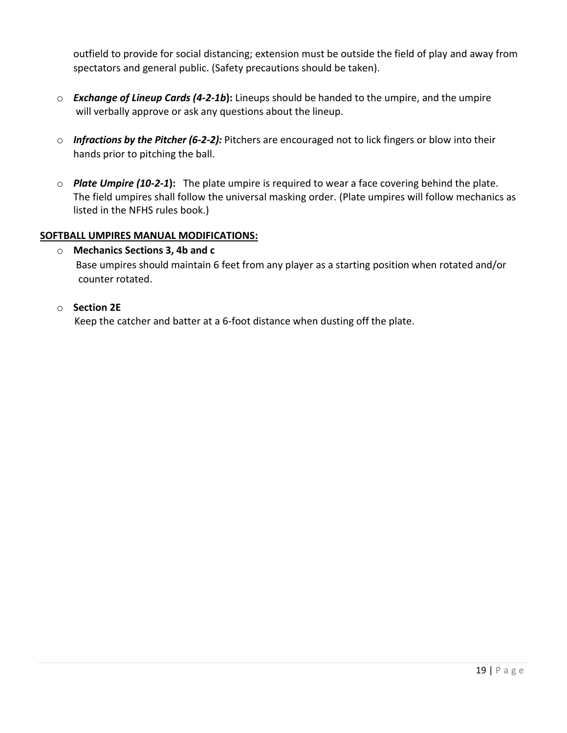outfield to provide for social distancing; extension must be outside the field of play and away from spectators and general public. (Safety precautions should be taken).

- ***Exchange of Lineup Cards (4-2-1b*)**: Lineups should be handed to the umpire, and the umpire will verbally approve or ask any questions about the lineup.

- ***Infractions by the Pitcher (6-2-2):*** Pitchers are encouraged not to lick fingers or blow into their hands prior to pitching the ball.

- ***Plate Umpire (10-2-1*)**: The plate umpire is required to wear a face covering behind the plate. The field umpires shall follow the universal masking order. (Plate umpires will follow mechanics as listed in the NFHS rules book.)

**<u>SOFTBALL UMPIRES MANUAL MODIFICATIONS:</u>**

- **Mechanics Sections 3, 4b and c**
  Base umpires should maintain 6 feet from any player as a starting position when rotated and/or counter rotated.

- **Section 2E**
  Keep the catcher and batter at a 6-foot distance when dusting off the plate.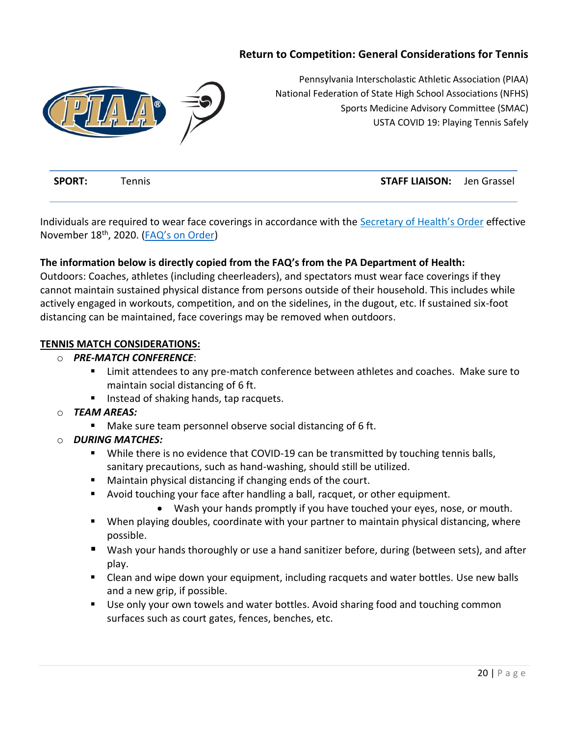## Return to Competition: General Considerations for Tennis

Pennsylvania Interscholastic Athletic Association (PIAA)
National Federation of State High School Associations (NFHS)
Sports Medicine Advisory Committee (SMAC)
USTA COVID 19: Playing Tennis Safely

**SPORT:** Tennis **STAFF LIAISON:** Jen Grassel

---

Individuals are required to wear face coverings in accordance with the [Secretary of Health's Order] effective November 18th, 2020. ([FAQ's on Order])

**The information below is directly copied from the FAQ's from the PA Department of Health:**
Outdoors: Coaches, athletes (including cheerleaders), and spectators must wear face coverings if they cannot maintain sustained physical distance from persons outside of their household. This includes while actively engaged in workouts, competition, and on the sidelines, in the dugout, etc. If sustained six-foot distancing can be maintained, face coverings may be removed when outdoors.

**TENNIS MATCH CONSIDERATIONS:**

- ***PRE-MATCH CONFERENCE***:
  - Limit attendees to any pre-match conference between athletes and coaches. Make sure to maintain social distancing of 6 ft.
  - Instead of shaking hands, tap racquets.
- ***TEAM AREAS:***
  - Make sure team personnel observe social distancing of 6 ft.
- ***DURING MATCHES:***
  - While there is no evidence that COVID-19 can be transmitted by touching tennis balls, sanitary precautions, such as hand-washing, should still be utilized.
  - Maintain physical distancing if changing ends of the court.
  - Avoid touching your face after handling a ball, racquet, or other equipment.
    - Wash your hands promptly if you have touched your eyes, nose, or mouth.
  - When playing doubles, coordinate with your partner to maintain physical distancing, where possible.
  - Wash your hands thoroughly or use a hand sanitizer before, during (between sets), and after play.
  - Clean and wipe down your equipment, including racquets and water bottles. Use new balls and a new grip, if possible.
  - Use only your own towels and water bottles. Avoid sharing food and touching common surfaces such as court gates, fences, benches, etc.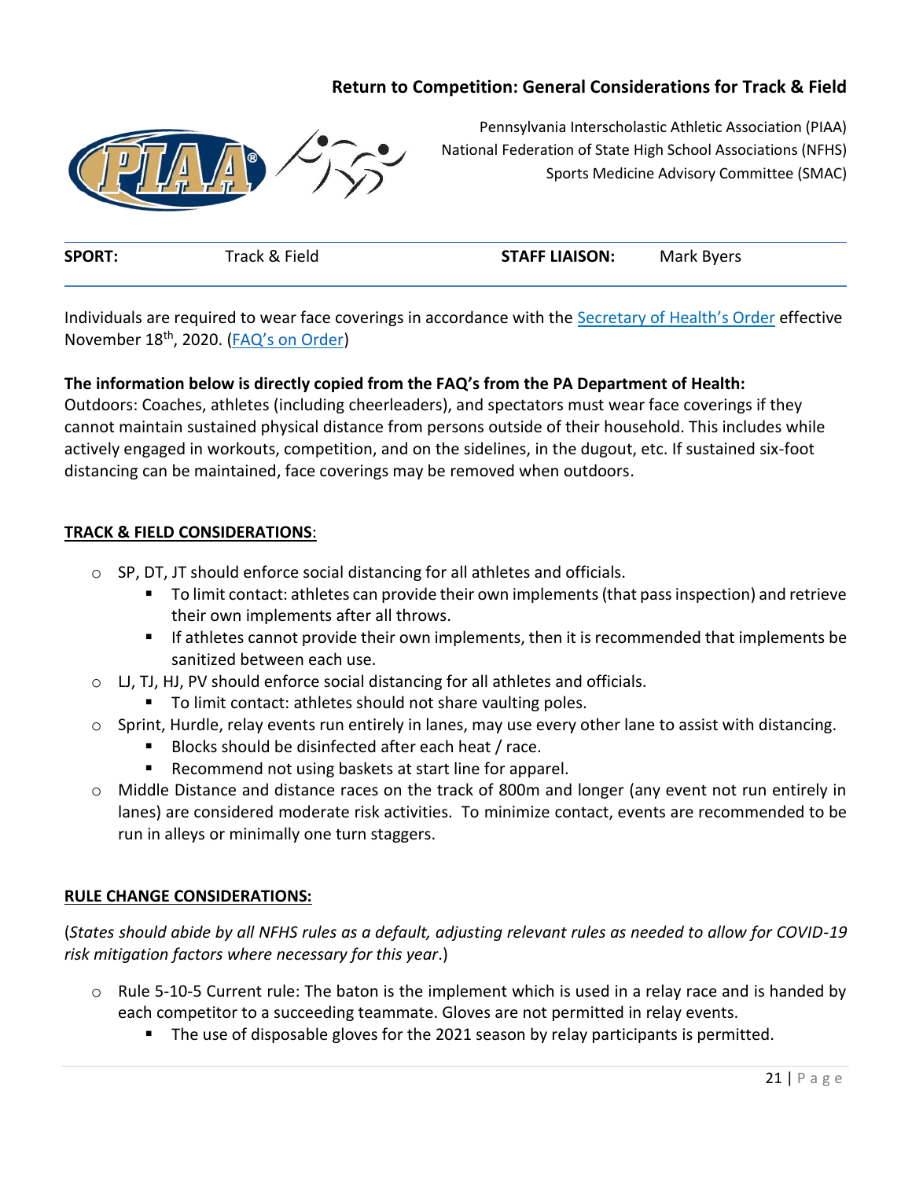## Return to Competition: General Considerations for Track & Field

Pennsylvania Interscholastic Athletic Association (PIAA)
National Federation of State High School Associations (NFHS)
Sports Medicine Advisory Committee (SMAC)

| **SPORT:** | Track & Field | **STAFF LIAISON:** | Mark Byers |
|---|---|---|---|

Individuals are required to wear face coverings in accordance with the Secretary of Health's Order effective November 18th, 2020. (FAQ's on Order)

**The information below is directly copied from the FAQ's from the PA Department of Health:**
Outdoors: Coaches, athletes (including cheerleaders), and spectators must wear face coverings if they cannot maintain sustained physical distance from persons outside of their household. This includes while actively engaged in workouts, competition, and on the sidelines, in the dugout, etc. If sustained six-foot distancing can be maintained, face coverings may be removed when outdoors.

**TRACK & FIELD CONSIDERATIONS**:

- SP, DT, JT should enforce social distancing for all athletes and officials.
  - To limit contact: athletes can provide their own implements (that pass inspection) and retrieve their own implements after all throws.
  - If athletes cannot provide their own implements, then it is recommended that implements be sanitized between each use.
- LJ, TJ, HJ, PV should enforce social distancing for all athletes and officials.
  - To limit contact: athletes should not share vaulting poles.
- Sprint, Hurdle, relay events run entirely in lanes, may use every other lane to assist with distancing.
  - Blocks should be disinfected after each heat / race.
  - Recommend not using baskets at start line for apparel.
- Middle Distance and distance races on the track of 800m and longer (any event not run entirely in lanes) are considered moderate risk activities. To minimize contact, events are recommended to be run in alleys or minimally one turn staggers.

**RULE CHANGE CONSIDERATIONS:**

(*States should abide by all NFHS rules as a default, adjusting relevant rules as needed to allow for COVID-19 risk mitigation factors where necessary for this year*.)

- Rule 5-10-5 Current rule: The baton is the implement which is used in a relay race and is handed by each competitor to a succeeding teammate. Gloves are not permitted in relay events.
  - The use of disposable gloves for the 2021 season by relay participants is permitted.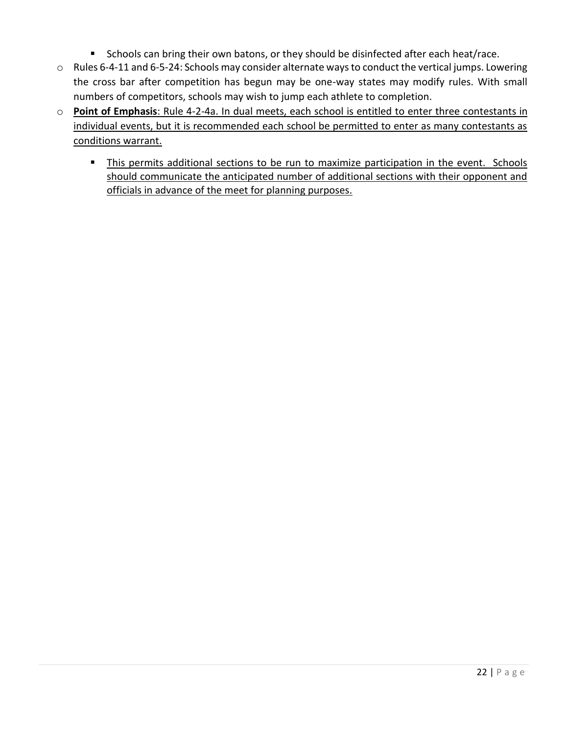- Schools can bring their own batons, or they should be disinfected after each heat/race.
- Rules 6-4-11 and 6-5-24: Schools may consider alternate ways to conduct the vertical jumps. Lowering the cross bar after competition has begun may be one-way states may modify rules. With small numbers of competitors, schools may wish to jump each athlete to completion.
- <u>**Point of Emphasis**: Rule 4-2-4a. In dual meets, each school is entitled to enter three contestants in individual events, but it is recommended each school be permitted to enter as many contestants as conditions warrant.</u>
    - <u>This permits additional sections to be run to maximize participation in the event. Schools should communicate the anticipated number of additional sections with their opponent and officials in advance of the meet for planning purposes.</u>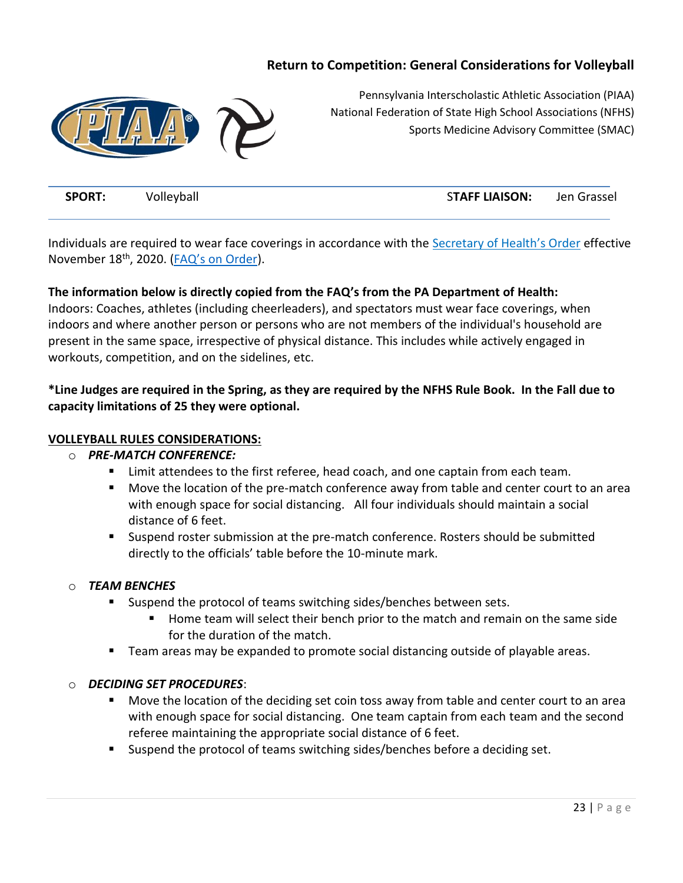## Return to Competition: General Considerations for Volleyball

Pennsylvania Interscholastic Athletic Association (PIAA)
National Federation of State High School Associations (NFHS)
Sports Medicine Advisory Committee (SMAC)

| **SPORT:** | Volleyball | **STAFF LIAISON:** | Jen Grassel |
|---|---|---|---|

Individuals are required to wear face coverings in accordance with the [Secretary of Health's Order] effective November 18th, 2020. ([FAQ's on Order]).

**The information below is directly copied from the FAQ's from the PA Department of Health:**
Indoors: Coaches, athletes (including cheerleaders), and spectators must wear face coverings, when indoors and where another person or persons who are not members of the individual's household are present in the same space, irrespective of physical distance. This includes while actively engaged in workouts, competition, and on the sidelines, etc.

**\*Line Judges are required in the Spring, as they are required by the NFHS Rule Book. In the Fall due to capacity limitations of 25 they were optional.**

**VOLLEYBALL RULES CONSIDERATIONS:**

- ***PRE-MATCH CONFERENCE:***
  - Limit attendees to the first referee, head coach, and one captain from each team.
  - Move the location of the pre-match conference away from table and center court to an area with enough space for social distancing. All four individuals should maintain a social distance of 6 feet.
  - Suspend roster submission at the pre-match conference. Rosters should be submitted directly to the officials' table before the 10-minute mark.

- ***TEAM BENCHES***
  - Suspend the protocol of teams switching sides/benches between sets.
    - Home team will select their bench prior to the match and remain on the same side for the duration of the match.
  - Team areas may be expanded to promote social distancing outside of playable areas.

- ***DECIDING SET PROCEDURES***:
  - Move the location of the deciding set coin toss away from table and center court to an area with enough space for social distancing. One team captain from each team and the second referee maintaining the appropriate social distance of 6 feet.
  - Suspend the protocol of teams switching sides/benches before a deciding set.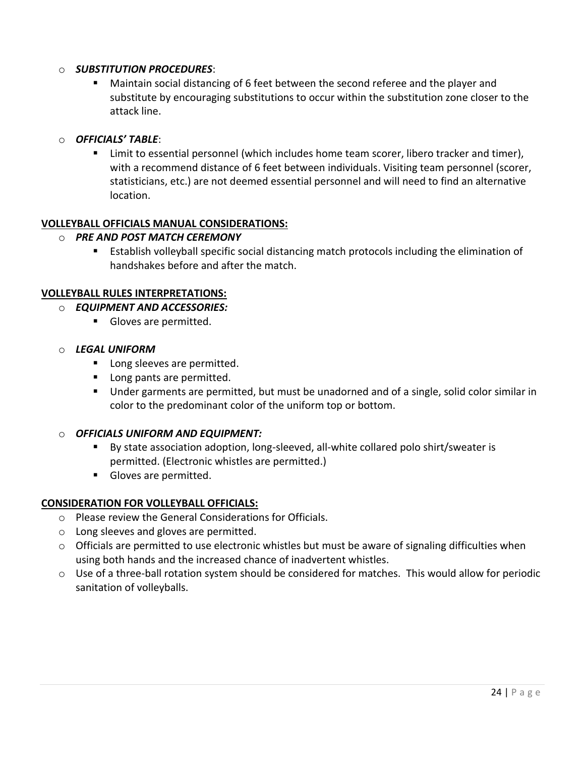- ***SUBSTITUTION PROCEDURES***:
  - Maintain social distancing of 6 feet between the second referee and the player and substitute by encouraging substitutions to occur within the substitution zone closer to the attack line.

- ***OFFICIALS' TABLE***:
  - Limit to essential personnel (which includes home team scorer, libero tracker and timer), with a recommend distance of 6 feet between individuals. Visiting team personnel (scorer, statisticians, etc.) are not deemed essential personnel and will need to find an alternative location.

**VOLLEYBALL OFFICIALS MANUAL CONSIDERATIONS:**

- ***PRE AND POST MATCH CEREMONY***
  - Establish volleyball specific social distancing match protocols including the elimination of handshakes before and after the match.

**VOLLEYBALL RULES INTERPRETATIONS:**

- ***EQUIPMENT AND ACCESSORIES:***
  - Gloves are permitted.

- ***LEGAL UNIFORM***
  - Long sleeves are permitted.
  - Long pants are permitted.
  - Under garments are permitted, but must be unadorned and of a single, solid color similar in color to the predominant color of the uniform top or bottom.

- ***OFFICIALS UNIFORM AND EQUIPMENT:***
  - By state association adoption, long-sleeved, all-white collared polo shirt/sweater is permitted. (Electronic whistles are permitted.)
  - Gloves are permitted.

**CONSIDERATION FOR VOLLEYBALL OFFICIALS:**

- Please review the General Considerations for Officials.
- Long sleeves and gloves are permitted.
- Officials are permitted to use electronic whistles but must be aware of signaling difficulties when using both hands and the increased chance of inadvertent whistles.
- Use of a three-ball rotation system should be considered for matches. This would allow for periodic sanitation of volleyballs.